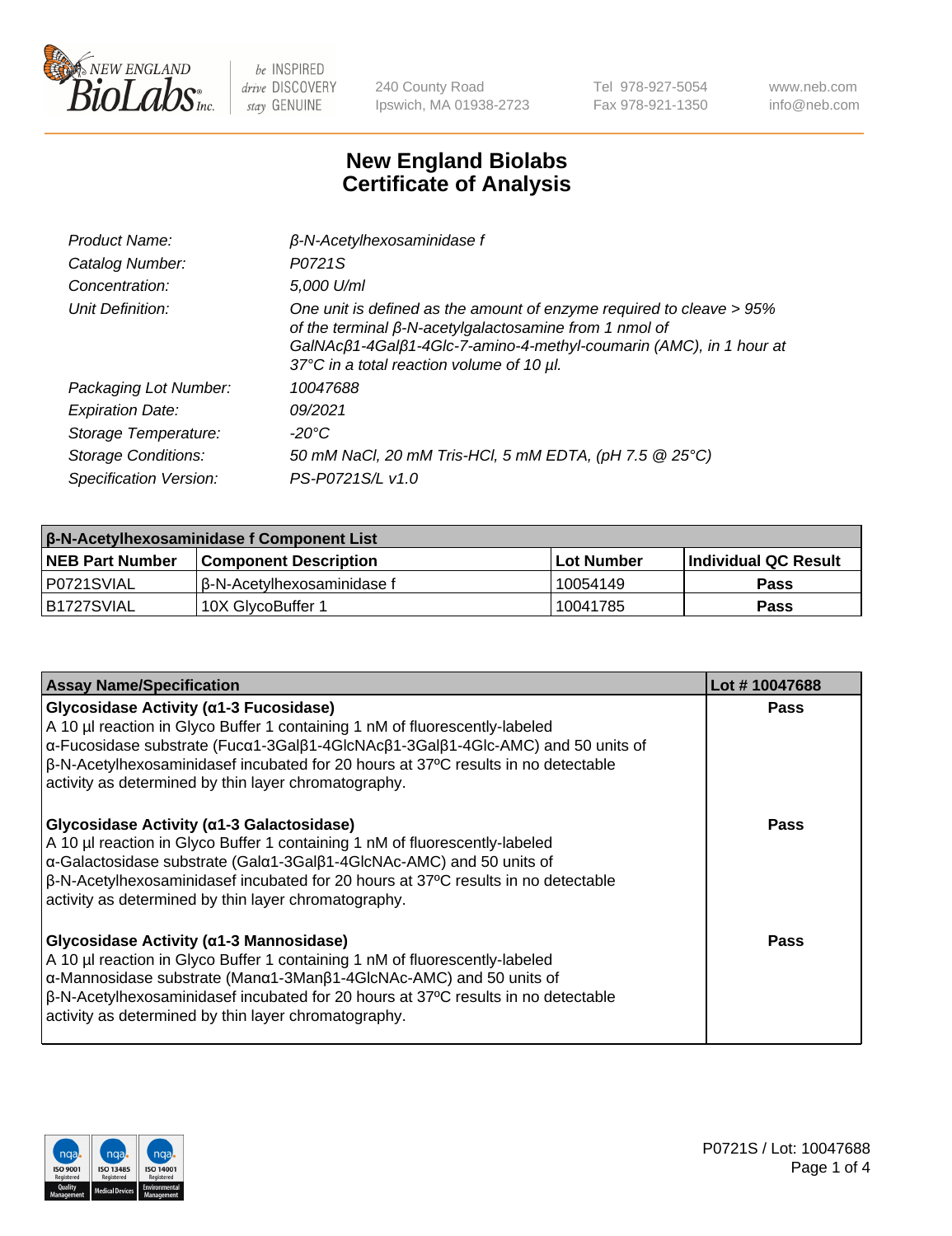# New England Biolabs
# Certificate of Analysis

| | |
|---|---|
| *Product Name:* | *β-N-Acetylhexosaminidase f* |
| *Catalog Number:* | *P0721S* |
| *Concentration:* | *5,000 U/ml* |
| *Unit Definition:* | *One unit is defined as the amount of enzyme required to cleave > 95% of the terminal β-N-acetylgalactosamine from 1 nmol of GalNAcβ1-4Galβ1-4Glc-7-amino-4-methyl-coumarin (AMC), in 1 hour at 37°C in a total reaction volume of 10 µl.* |
| *Packaging Lot Number:* | *10047688* |
| *Expiration Date:* | *09/2021* |
| *Storage Temperature:* | *-20°C* |
| *Storage Conditions:* | *50 mM NaCl, 20 mM Tris-HCl, 5 mM EDTA, (pH 7.5 @ 25°C)* |
| *Specification Version:* | *PS-P0721S/L v1.0* |

| β-N-Acetylhexosaminidase f Component List | | | |
|---|---|---|---|
| **NEB Part Number** | **Component Description** | **Lot Number** | **Individual QC Result** |
| P0721SVIAL | β-N-Acetylhexosaminidase f | 10054149 | Pass |
| B1727SVIAL | 10X GlycoBuffer 1 | 10041785 | Pass |

| Assay Name/Specification | Lot # 10047688 |
|---|---|
| **Glycosidase Activity (α1-3 Fucosidase)**<br>A 10 µl reaction in Glyco Buffer 1 containing 1 nM of fluorescently-labeled α-Fucosidase substrate (Fucα1-3Galβ1-4GlcNAcβ1-3Galβ1-4Glc-AMC) and 50 units of β-N-Acetylhexosaminidasef incubated for 20 hours at 37ºC results in no detectable activity as determined by thin layer chromatography. | Pass |
| **Glycosidase Activity (α1-3 Galactosidase)**<br>A 10 µl reaction in Glyco Buffer 1 containing 1 nM of fluorescently-labeled α-Galactosidase substrate (Galα1-3Galβ1-4GlcNAc-AMC) and 50 units of β-N-Acetylhexosaminidasef incubated for 20 hours at 37ºC results in no detectable activity as determined by thin layer chromatography. | Pass |
| **Glycosidase Activity (α1-3 Mannosidase)**<br>A 10 µl reaction in Glyco Buffer 1 containing 1 nM of fluorescently-labeled α-Mannosidase substrate (Manα1-3Manβ1-4GlcNAc-AMC) and 50 units of β-N-Acetylhexosaminidasef incubated for 20 hours at 37ºC results in no detectable activity as determined by thin layer chromatography. | Pass |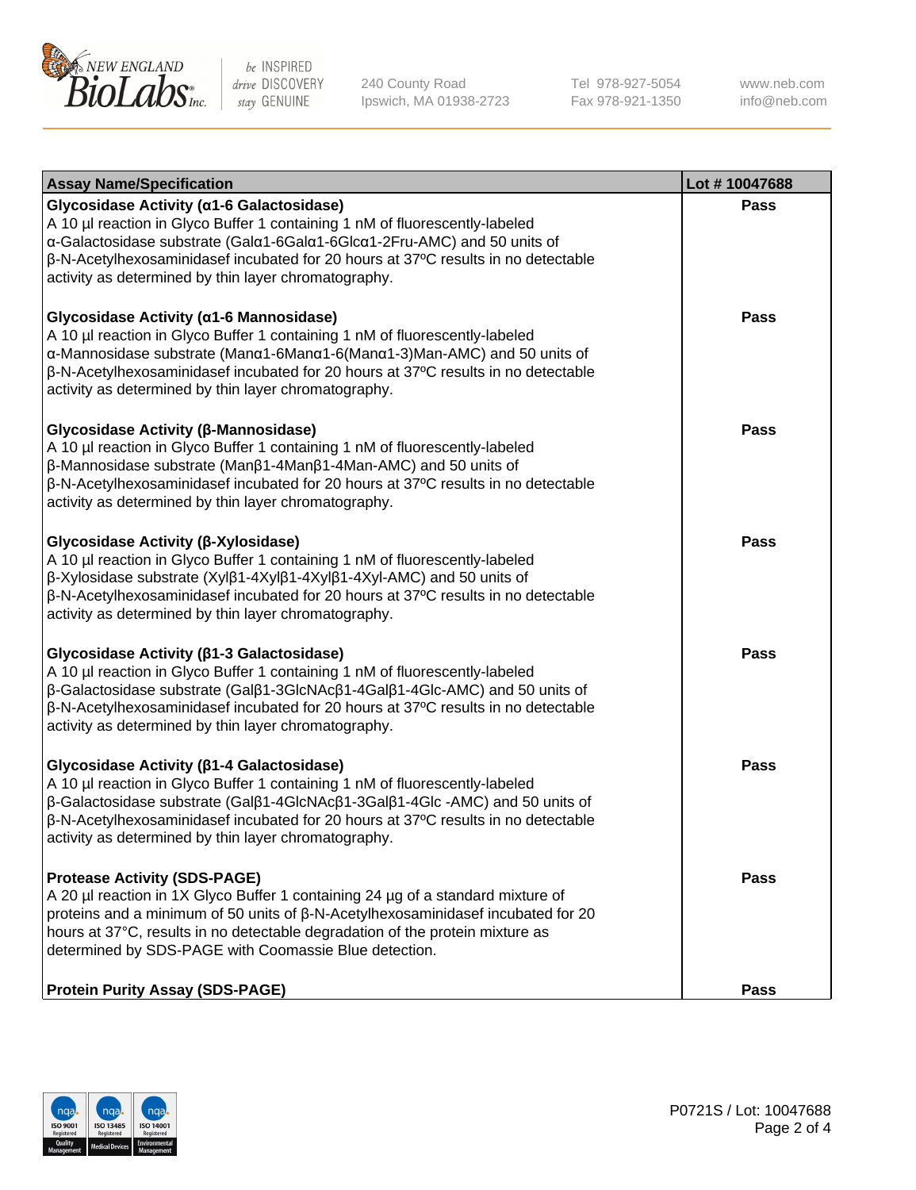| Assay Name/Specification | Lot # 10047688 |
| --- | --- |
| **Glycosidase Activity (α1-6 Galactosidase)**<br>A 10 µl reaction in Glyco Buffer 1 containing 1 nM of fluorescently-labeled α-Galactosidase substrate (Galα1-6Galα1-6Glcα1-2Fru-AMC) and 50 units of β-N-Acetylhexosaminidasef incubated for 20 hours at 37ºC results in no detectable activity as determined by thin layer chromatography. | Pass |
| **Glycosidase Activity (α1-6 Mannosidase)**<br>A 10 µl reaction in Glyco Buffer 1 containing 1 nM of fluorescently-labeled α-Mannosidase substrate (Manα1-6Manα1-6(Manα1-3)Man-AMC) and 50 units of β-N-Acetylhexosaminidasef incubated for 20 hours at 37ºC results in no detectable activity as determined by thin layer chromatography. | Pass |
| **Glycosidase Activity (β-Mannosidase)**<br>A 10 µl reaction in Glyco Buffer 1 containing 1 nM of fluorescently-labeled β-Mannosidase substrate (Manβ1-4Manβ1-4Man-AMC) and 50 units of β-N-Acetylhexosaminidasef incubated for 20 hours at 37ºC results in no detectable activity as determined by thin layer chromatography. | Pass |
| **Glycosidase Activity (β-Xylosidase)**<br>A 10 µl reaction in Glyco Buffer 1 containing 1 nM of fluorescently-labeled β-Xylosidase substrate (Xylβ1-4Xylβ1-4Xylβ1-4Xyl-AMC) and 50 units of β-N-Acetylhexosaminidasef incubated for 20 hours at 37ºC results in no detectable activity as determined by thin layer chromatography. | Pass |
| **Glycosidase Activity (β1-3 Galactosidase)**<br>A 10 µl reaction in Glyco Buffer 1 containing 1 nM of fluorescently-labeled β-Galactosidase substrate (Galβ1-3GlcNAcβ1-4Galβ1-4Glc-AMC) and 50 units of β-N-Acetylhexosaminidasef incubated for 20 hours at 37ºC results in no detectable activity as determined by thin layer chromatography. | Pass |
| **Glycosidase Activity (β1-4 Galactosidase)**<br>A 10 µl reaction in Glyco Buffer 1 containing 1 nM of fluorescently-labeled β-Galactosidase substrate (Galβ1-4GlcNAcβ1-3Galβ1-4Glc -AMC) and 50 units of β-N-Acetylhexosaminidasef incubated for 20 hours at 37ºC results in no detectable activity as determined by thin layer chromatography. | Pass |
| **Protease Activity (SDS-PAGE)**<br>A 20 µl reaction in 1X Glyco Buffer 1 containing 24 µg of a standard mixture of proteins and a minimum of 50 units of β-N-Acetylhexosaminidasef incubated for 20 hours at 37°C, results in no detectable degradation of the protein mixture as determined by SDS-PAGE with Coomassie Blue detection. | Pass |
| **Protein Purity Assay (SDS-PAGE)** | Pass |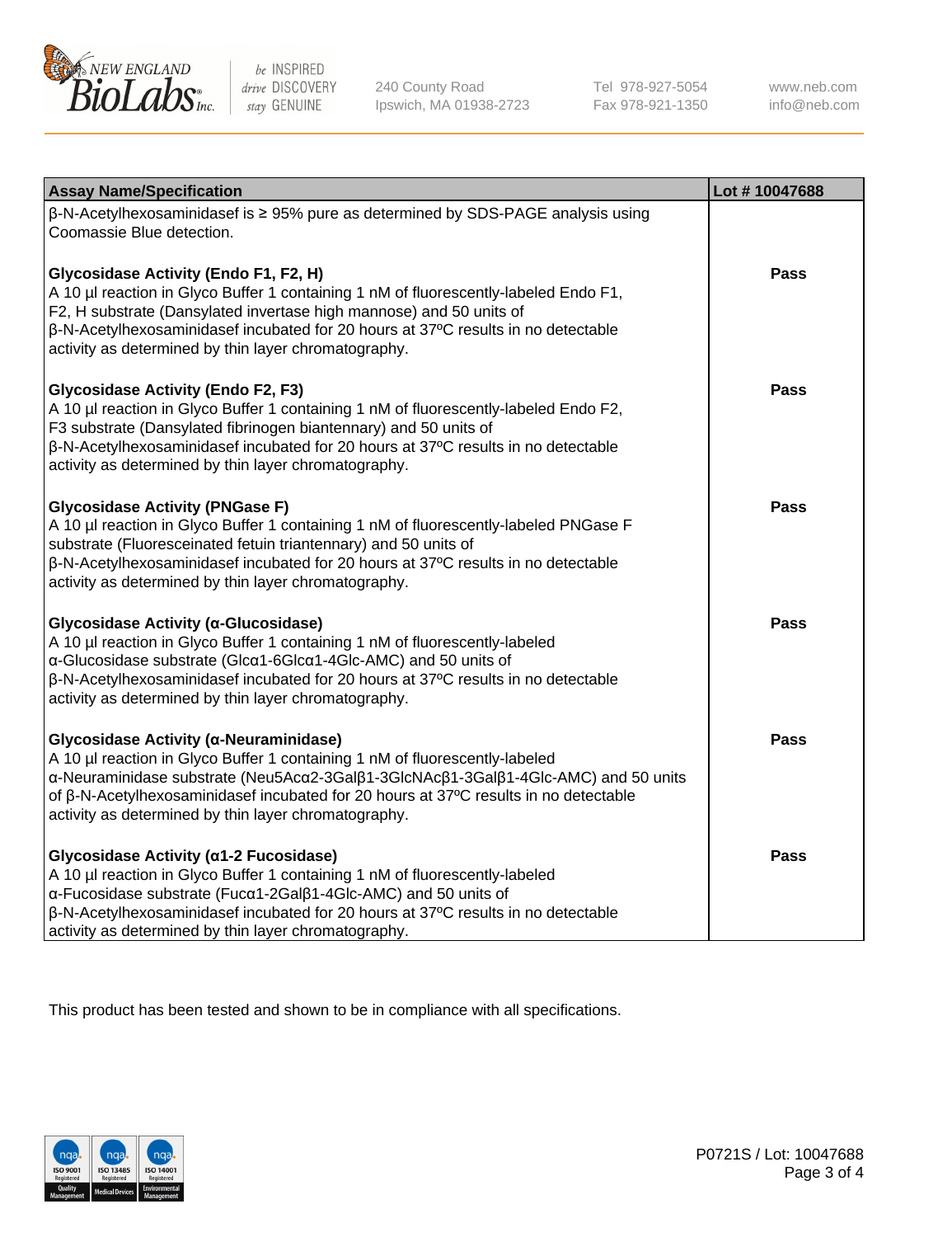| Assay Name/Specification | Lot # 10047688 |
|---|---|
| β-N-Acetylhexosaminidasef is ≥ 95% pure as determined by SDS-PAGE analysis using Coomassie Blue detection. | |
| **Glycosidase Activity (Endo F1, F2, H)**<br>A 10 µl reaction in Glyco Buffer 1 containing 1 nM of fluorescently-labeled Endo F1, F2, H substrate (Dansylated invertase high mannose) and 50 units of β-N-Acetylhexosaminidasef incubated for 20 hours at 37ºC results in no detectable activity as determined by thin layer chromatography. | Pass |
| **Glycosidase Activity (Endo F2, F3)**<br>A 10 µl reaction in Glyco Buffer 1 containing 1 nM of fluorescently-labeled Endo F2, F3 substrate (Dansylated fibrinogen biantennary) and 50 units of β-N-Acetylhexosaminidasef incubated for 20 hours at 37ºC results in no detectable activity as determined by thin layer chromatography. | Pass |
| **Glycosidase Activity (PNGase F)**<br>A 10 µl reaction in Glyco Buffer 1 containing 1 nM of fluorescently-labeled PNGase F substrate (Fluoresceinated fetuin triantennary) and 50 units of β-N-Acetylhexosaminidasef incubated for 20 hours at 37ºC results in no detectable activity as determined by thin layer chromatography. | Pass |
| **Glycosidase Activity (α-Glucosidase)**<br>A 10 µl reaction in Glyco Buffer 1 containing 1 nM of fluorescently-labeled α-Glucosidase substrate (Glcα1-6Glcα1-4Glc-AMC) and 50 units of β-N-Acetylhexosaminidasef incubated for 20 hours at 37ºC results in no detectable activity as determined by thin layer chromatography. | Pass |
| **Glycosidase Activity (α-Neuraminidase)**<br>A 10 µl reaction in Glyco Buffer 1 containing 1 nM of fluorescently-labeled α-Neuraminidase substrate (Neu5Acα2-3Galβ1-3GlcNAcβ1-3Galβ1-4Glc-AMC) and 50 units of β-N-Acetylhexosaminidasef incubated for 20 hours at 37ºC results in no detectable activity as determined by thin layer chromatography. | Pass |
| **Glycosidase Activity (α1-2 Fucosidase)**<br>A 10 µl reaction in Glyco Buffer 1 containing 1 nM of fluorescently-labeled α-Fucosidase substrate (Fucα1-2Galβ1-4Glc-AMC) and 50 units of β-N-Acetylhexosaminidasef incubated for 20 hours at 37ºC results in no detectable activity as determined by thin layer chromatography. | Pass |

This product has been tested and shown to be in compliance with all specifications.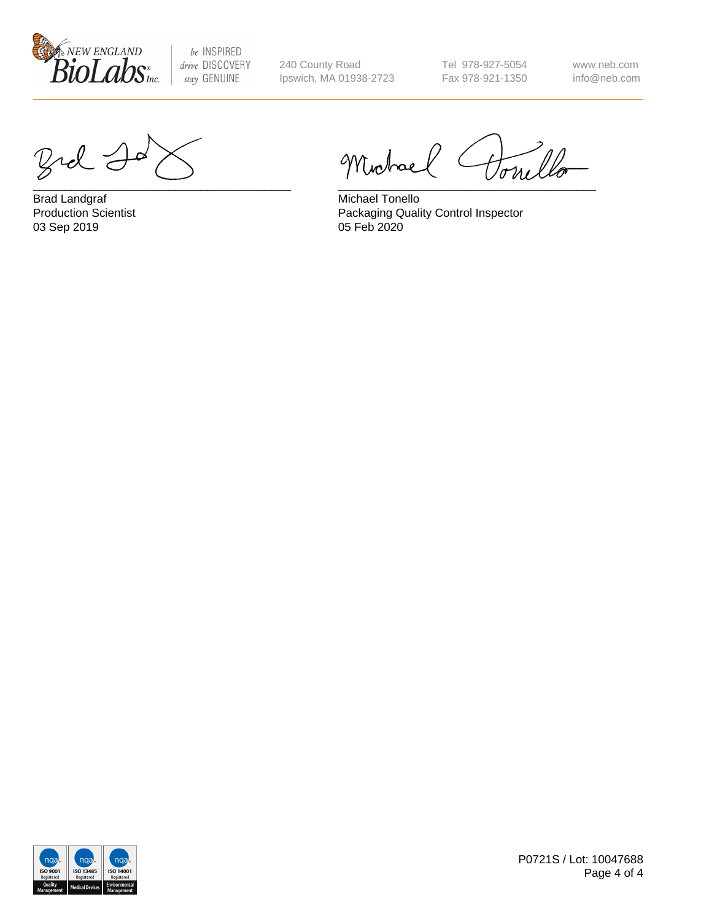NEW ENGLAND BioLabs Inc.

be INSPIRED drive DISCOVERY stay GENUINE

240 County Road
Ipswich, MA 01938-2723

Tel 978-927-5054
Fax 978-921-1350

www.neb.com
info@neb.com

Brad Landgraf
Production Scientist
03 Sep 2019

Michael Tonello
Packaging Quality Control Inspector
05 Feb 2020

P0721S / Lot: 10047688